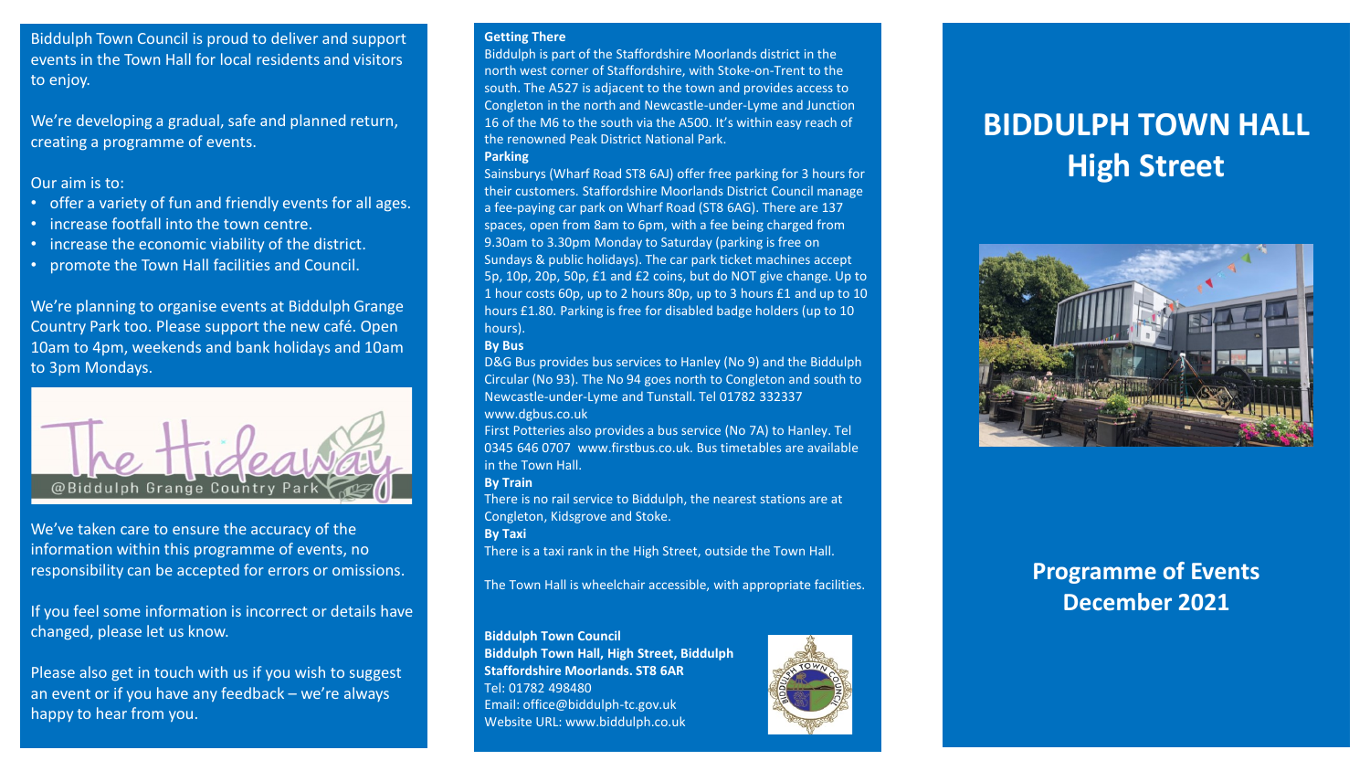Biddulph Town Council is proud to deliver and support events in the Town Hall for local residents and visitors to enjoy.

We're developing a gradual, safe and planned return, creating a programme of events.

Our aim is to:

- offer a variety of fun and friendly events for all ages.
- increase footfall into the town centre.
- increase the economic viability of the district.
- promote the Town Hall facilities and Council.

We're planning to organise events at Biddulph Grange Country Park too. Please support the new café. Open 10am to 4pm, weekends and bank holidays and 10am to 3pm Mondays.

The Hideaway @Biddulph Grange Country Park

We've taken care to ensure the accuracy of the information within this programme of events, no responsibility can be accepted for errors or omissions.

If you feel some information is incorrect or details have changed, please let us know.

Please also get in touch with us if you wish to suggest an event or if you have any feedback – we're always happy to hear from you.

**Getting There**

Biddulph is part of the Staffordshire Moorlands district in the north west corner of Staffordshire, with Stoke-on-Trent to the south. The A527 is adjacent to the town and provides access to Congleton in the north and Newcastle-under-Lyme and Junction 16 of the M6 to the south via the A500. It's within easy reach of the renowned Peak District National Park.

**Parking**

Sainsburys (Wharf Road ST8 6AJ) offer free parking for 3 hours for their customers. Staffordshire Moorlands District Council manage a fee-paying car park on Wharf Road (ST8 6AG). There are 137 spaces, open from 8am to 6pm, with a fee being charged from 9.30am to 3.30pm Monday to Saturday (parking is free on Sundays & public holidays). The car park ticket machines accept 5p, 10p, 20p, 50p, £1 and £2 coins, but do NOT give change. Up to 1 hour costs 60p, up to 2 hours 80p, up to 3 hours £1 and up to 10 hours £1.80. Parking is free for disabled badge holders (up to 10 hours).

**By Bus**

D&G Bus provides bus services to Hanley (No 9) and the Biddulph Circular (No 93). The No 94 goes north to Congleton and south to Newcastle-under-Lyme and Tunstall. Tel 01782 332337 www.dgbus.co.uk

First Potteries also provides a bus service (No 7A) to Hanley. Tel 0345 646 0707 www.firstbus.co.uk. Bus timetables are available in the Town Hall.

**By Train**

There is no rail service to Biddulph, the nearest stations are at Congleton, Kidsgrove and Stoke.

**By Taxi**

There is a taxi rank in the High Street, outside the Town Hall.

The Town Hall is wheelchair accessible, with appropriate facilities.

**Biddulph Town Council**
**Biddulph Town Hall, High Street, Biddulph**
**Staffordshire Moorlands. ST8 6AR**
Tel: 01782 498480
Email: office@biddulph-tc.gov.uk
Website URL: www.biddulph.co.uk

# BIDDULPH TOWN HALL
# High Street

## Programme of Events
## December 2021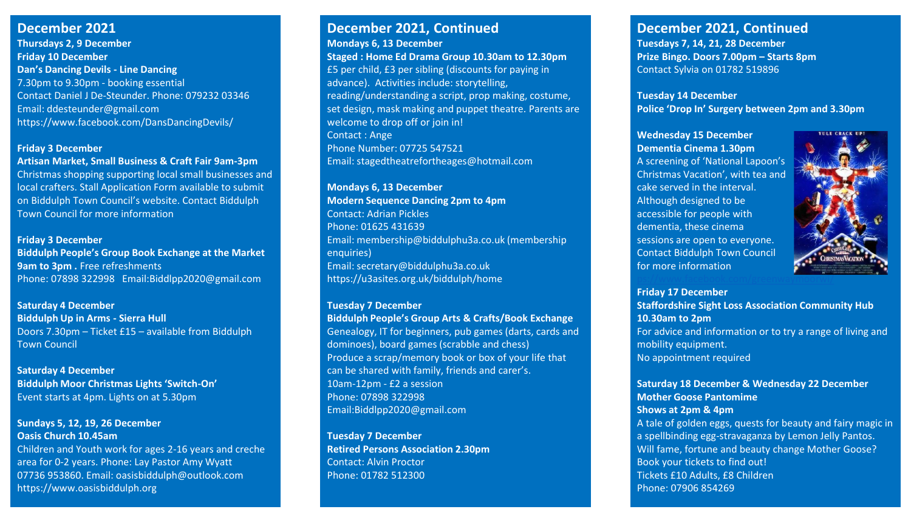## December 2021

**Thursdays 2, 9 December**
**Friday 10 December**
**Dan's Dancing Devils - Line Dancing**
7.30pm to 9.30pm - booking essential
Contact Daniel J De-Steunder. Phone: 079232 03346
Email: ddesteunder@gmail.com
https://www.facebook.com/DansDancingDevils/

**Friday 3 December**
**Artisan Market, Small Business & Craft Fair 9am-3pm**
Christmas shopping supporting local small businesses and local crafters. Stall Application Form available to submit on Biddulph Town Council's website. Contact Biddulph Town Council for more information

**Friday 3 December**
**Biddulph People's Group Book Exchange at the Market 9am to 3pm .** Free refreshments
Phone: 07898 322998 Email:Biddlpp2020@gmail.com

**Saturday 4 December**
**Biddulph Up in Arms - Sierra Hull**
Doors 7.30pm – Ticket £15 – available from Biddulph Town Council

**Saturday 4 December**
**Biddulph Moor Christmas Lights 'Switch-On'**
Event starts at 4pm. Lights on at 5.30pm

**Sundays 5, 12, 19, 26 December**
**Oasis Church 10.45am**
Children and Youth work for ages 2-16 years and creche area for 0-2 years. Phone: Lay Pastor Amy Wyatt 07736 953860. Email: oasisbiddulph@outlook.com
https://www.oasisbiddulph.org

## December 2021, Continued

**Mondays 6, 13 December**
**Staged : Home Ed Drama Group 10.30am to 12.30pm**
£5 per child, £3 per sibling (discounts for paying in advance). Activities include: storytelling, reading/understanding a script, prop making, costume, set design, mask making and puppet theatre. Parents are welcome to drop off or join in!
Contact : Ange
Phone Number: 07725 547521
Email: stagedtheatrefortheages@hotmail.com

**Mondays 6, 13 December**
**Modern Sequence Dancing 2pm to 4pm**
Contact: Adrian Pickles
Phone: 01625 431639
Email: membership@biddulphu3a.co.uk (membership enquiries)
Email: secretary@biddulphu3a.co.uk
https://u3asites.org.uk/biddulph/home

**Tuesday 7 December**
**Biddulph People's Group Arts & Crafts/Book Exchange**
Genealogy, IT for beginners, pub games (darts, cards and dominoes), board games (scrabble and chess)
Produce a scrap/memory book or box of your life that can be shared with family, friends and carer's.
10am-12pm - £2 a session
Phone: 07898 322998
Email:Biddlpp2020@gmail.com

**Tuesday 7 December**
**Retired Persons Association 2.30pm**
Contact: Alvin Proctor
Phone: 01782 512300

## December 2021, Continued

**Tuesdays 7, 14, 21, 28 December**
**Prize Bingo. Doors 7.00pm – Starts 8pm**
Contact Sylvia on 01782 519896

**Tuesday 14 December**
**Police 'Drop In' Surgery between 2pm and 3.30pm**

**Wednesday 15 December**
**Dementia Cinema 1.30pm**
A screening of 'National Lapoon's Christmas Vacation', with tea and cake served in the interval. Although designed to be accessible for people with dementia, these cinema sessions are open to everyone. Contact Biddulph Town Council for more information

**Friday 17 December**
**Staffordshire Sight Loss Association Community Hub 10.30am to 2pm**
For advice and information or to try a range of living and mobility equipment.
No appointment required

**Saturday 18 December & Wednesday 22 December**
**Mother Goose Pantomime**
**Shows at 2pm & 4pm**
A tale of golden eggs, quests for beauty and fairy magic in a spellbinding egg-stravaganza by Lemon Jelly Pantos. Will fame, fortune and beauty change Mother Goose? Book your tickets to find out!
Tickets £10 Adults, £8 Children
Phone: 07906 854269